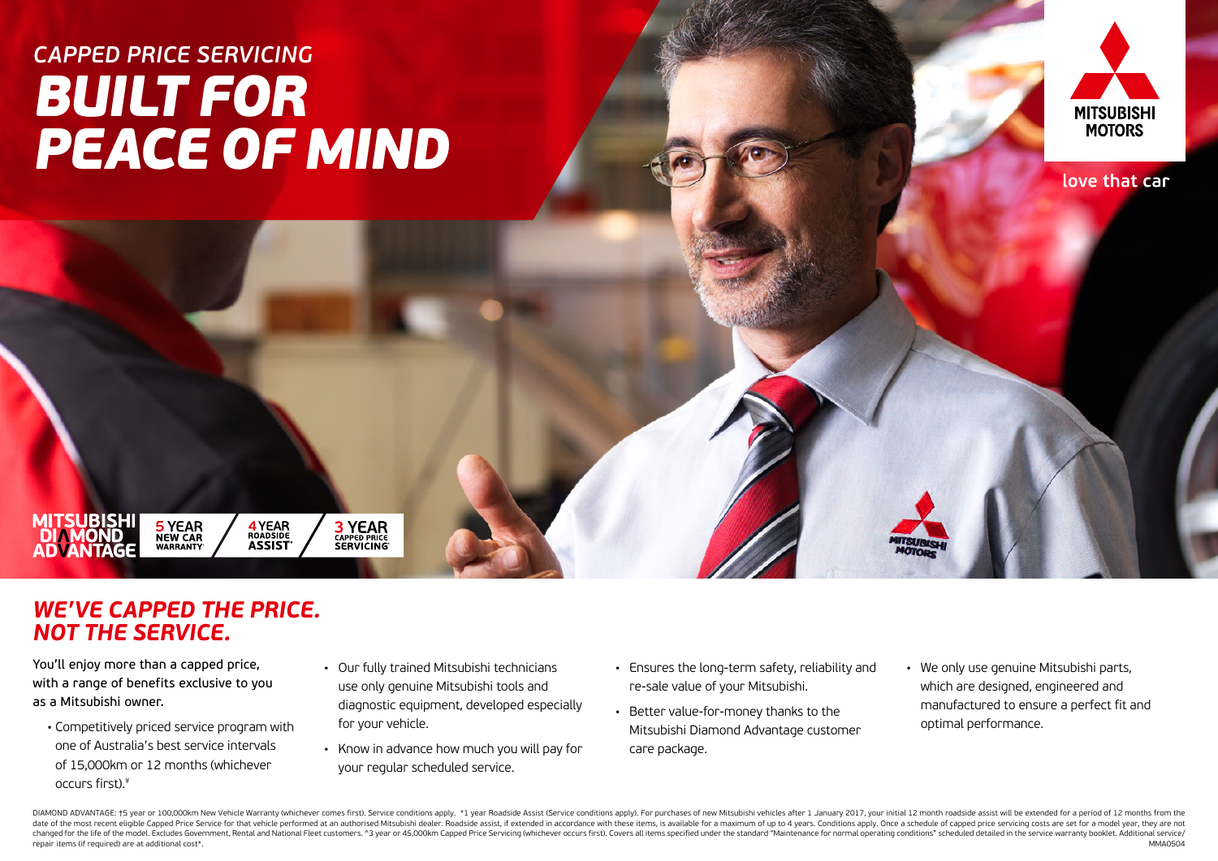*CAPPED PRICE SERVICING*

# *BUILT FOR PEACE OF MIND*

MITSUBISHI MOTORS

love that car

MITSUBISHI DIAMOND ADVANTAGE

5 YEAR NEW CAR WARRANTY†

4 YEAR ROADSIDE ASSIST*

3 YEAR CAPPED PRICE SERVICING^

## *WE'VE CAPPED THE PRICE. NOT THE SERVICE.*

You'll enjoy more than a capped price, with a range of benefits exclusive to you as a Mitsubishi owner.

- Competitively priced service program with one of Australia's best service intervals of 15,000km or 12 months (whichever occurs first).¥
- Our fully trained Mitsubishi technicians use only genuine Mitsubishi tools and diagnostic equipment, developed especially for your vehicle.
- Know in advance how much you will pay for your regular scheduled service.
- Ensures the long-term safety, reliability and re-sale value of your Mitsubishi.
- Better value-for-money thanks to the Mitsubishi Diamond Advantage customer care package.
- We only use genuine Mitsubishi parts, which are designed, engineered and manufactured to ensure a perfect fit and optimal performance.

DIAMOND ADVANTAGE: †5 year or 100,000km New Vehicle Warranty (whichever comes first). Service conditions apply. *1 year Roadside Assist (Service conditions apply). For purchases of new Mitsubishi vehicles after 1 January 2017, your initial 12 month roadside assist will be extended for a period of 12 months from the date of the most recent eligible Capped Price Service for that vehicle performed at an authorised Mitsubishi dealer. Roadside assist, if extended in accordance with these items, is available for a maximum of up to 4 years. Conditions apply. Once a schedule of capped price servicing costs are set for a model year, they are not changed for the life of the model. Excludes Government, Rental and National Fleet customers. ^3 year or 45,000km Capped Price Servicing (whichever occurs first). Covers all items specified under the standard "Maintenance for normal operating conditions" scheduled detailed in the service warranty booklet. Additional service/repair items (if required) are at additional cost*.

MMA0504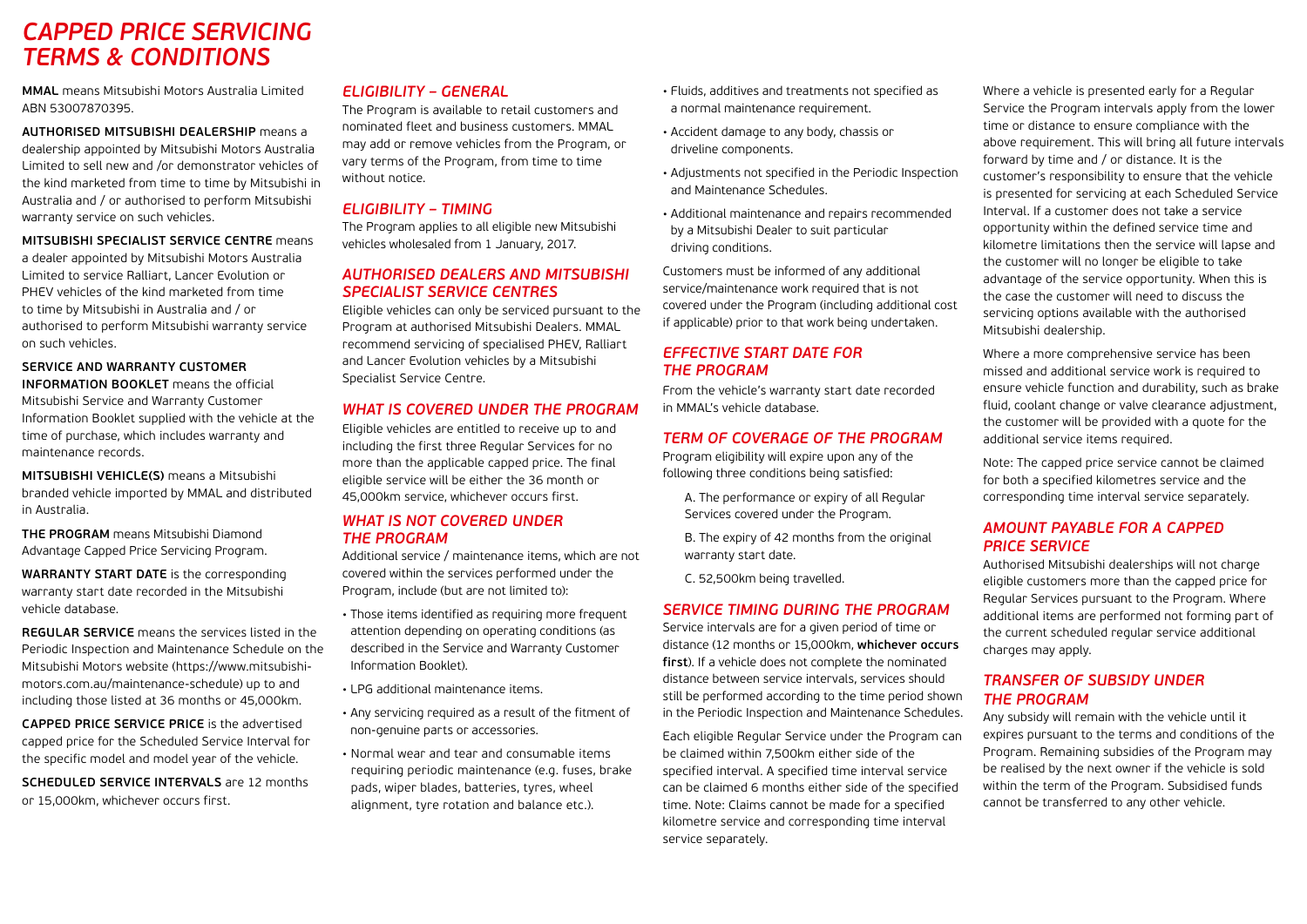# *CAPPED PRICE SERVICING TERMS & CONDITIONS*

**MMAL** means Mitsubishi Motors Australia Limited ABN 53007870395.

**AUTHORISED MITSUBISHI DEALERSHIP** means a dealership appointed by Mitsubishi Motors Australia Limited to sell new and /or demonstrator vehicles of the kind marketed from time to time by Mitsubishi in Australia and / or authorised to perform Mitsubishi warranty service on such vehicles.

**MITSUBISHI SPECIALIST SERVICE CENTRE** means a dealer appointed by Mitsubishi Motors Australia Limited to service Ralliart, Lancer Evolution or PHEV vehicles of the kind marketed from time to time by Mitsubishi in Australia and / or authorised to perform Mitsubishi warranty service on such vehicles.

**SERVICE AND WARRANTY CUSTOMER INFORMATION BOOKLET** means the official Mitsubishi Service and Warranty Customer Information Booklet supplied with the vehicle at the time of purchase, which includes warranty and maintenance records.

**MITSUBISHI VEHICLE(S)** means a Mitsubishi branded vehicle imported by MMAL and distributed in Australia.

**THE PROGRAM** means Mitsubishi Diamond Advantage Capped Price Servicing Program.

**WARRANTY START DATE** is the corresponding warranty start date recorded in the Mitsubishi vehicle database.

**REGULAR SERVICE** means the services listed in the Periodic Inspection and Maintenance Schedule on the Mitsubishi Motors website (https://www.mitsubishi-motors.com.au/maintenance-schedule) up to and including those listed at 36 months or 45,000km.

**CAPPED PRICE SERVICE PRICE** is the advertised capped price for the Scheduled Service Interval for the specific model and model year of the vehicle.

**SCHEDULED SERVICE INTERVALS** are 12 months or 15,000km, whichever occurs first.

## *ELIGIBILITY – GENERAL*

The Program is available to retail customers and nominated fleet and business customers. MMAL may add or remove vehicles from the Program, or vary terms of the Program, from time to time without notice.

## *ELIGIBILITY – TIMING*

The Program applies to all eligible new Mitsubishi vehicles wholesaled from 1 January, 2017.

## *AUTHORISED DEALERS AND MITSUBISHI SPECIALIST SERVICE CENTRES*

Eligible vehicles can only be serviced pursuant to the Program at authorised Mitsubishi Dealers. MMAL recommend servicing of specialised PHEV, Ralliart and Lancer Evolution vehicles by a Mitsubishi Specialist Service Centre.

## *WHAT IS COVERED UNDER THE PROGRAM*

Eligible vehicles are entitled to receive up to and including the first three Regular Services for no more than the applicable capped price. The final eligible service will be either the 36 month or 45,000km service, whichever occurs first.

## *WHAT IS NOT COVERED UNDER THE PROGRAM*

Additional service / maintenance items, which are not covered within the services performed under the Program, include (but are not limited to):

- Those items identified as requiring more frequent attention depending on operating conditions (as described in the Service and Warranty Customer Information Booklet).
- LPG additional maintenance items.
- Any servicing required as a result of the fitment of non-genuine parts or accessories.
- Normal wear and tear and consumable items requiring periodic maintenance (e.g. fuses, brake pads, wiper blades, batteries, tyres, wheel alignment, tyre rotation and balance etc.).
- Fluids, additives and treatments not specified as a normal maintenance requirement.
- Accident damage to any body, chassis or driveline components.
- Adjustments not specified in the Periodic Inspection and Maintenance Schedules.
- Additional maintenance and repairs recommended by a Mitsubishi Dealer to suit particular driving conditions.

Customers must be informed of any additional service/maintenance work required that is not covered under the Program (including additional cost if applicable) prior to that work being undertaken.

## *EFFECTIVE START DATE FOR THE PROGRAM*

From the vehicle's warranty start date recorded in MMAL's vehicle database.

## *TERM OF COVERAGE OF THE PROGRAM*

Program eligibility will expire upon any of the following three conditions being satisfied:

A. The performance or expiry of all Regular Services covered under the Program.

B. The expiry of 42 months from the original warranty start date.

C. 52,500km being travelled.

## *SERVICE TIMING DURING THE PROGRAM*

Service intervals are for a given period of time or distance (12 months or 15,000km, **whichever occurs first**). If a vehicle does not complete the nominated distance between service intervals, services should still be performed according to the time period shown in the Periodic Inspection and Maintenance Schedules.

Each eligible Regular Service under the Program can be claimed within 7,500km either side of the specified interval. A specified time interval service can be claimed 6 months either side of the specified time. Note: Claims cannot be made for a specified kilometre service and corresponding time interval service separately.

Where a vehicle is presented early for a Regular Service the Program intervals apply from the lower time or distance to ensure compliance with the above requirement. This will bring all future intervals forward by time and / or distance. It is the customer's responsibility to ensure that the vehicle is presented for servicing at each Scheduled Service Interval. If a customer does not take a service opportunity within the defined service time and kilometre limitations then the service will lapse and the customer will no longer be eligible to take advantage of the service opportunity. When this is the case the customer will need to discuss the servicing options available with the authorised Mitsubishi dealership.

Where a more comprehensive service has been missed and additional service work is required to ensure vehicle function and durability, such as brake fluid, coolant change or valve clearance adjustment, the customer will be provided with a quote for the additional service items required.

Note: The capped price service cannot be claimed for both a specified kilometres service and the corresponding time interval service separately.

## *AMOUNT PAYABLE FOR A CAPPED PRICE SERVICE*

Authorised Mitsubishi dealerships will not charge eligible customers more than the capped price for Regular Services pursuant to the Program. Where additional items are performed not forming part of the current scheduled regular service additional charges may apply.

## *TRANSFER OF SUBSIDY UNDER THE PROGRAM*

Any subsidy will remain with the vehicle until it expires pursuant to the terms and conditions of the Program. Remaining subsidies of the Program may be realised by the next owner if the vehicle is sold within the term of the Program. Subsidised funds cannot be transferred to any other vehicle.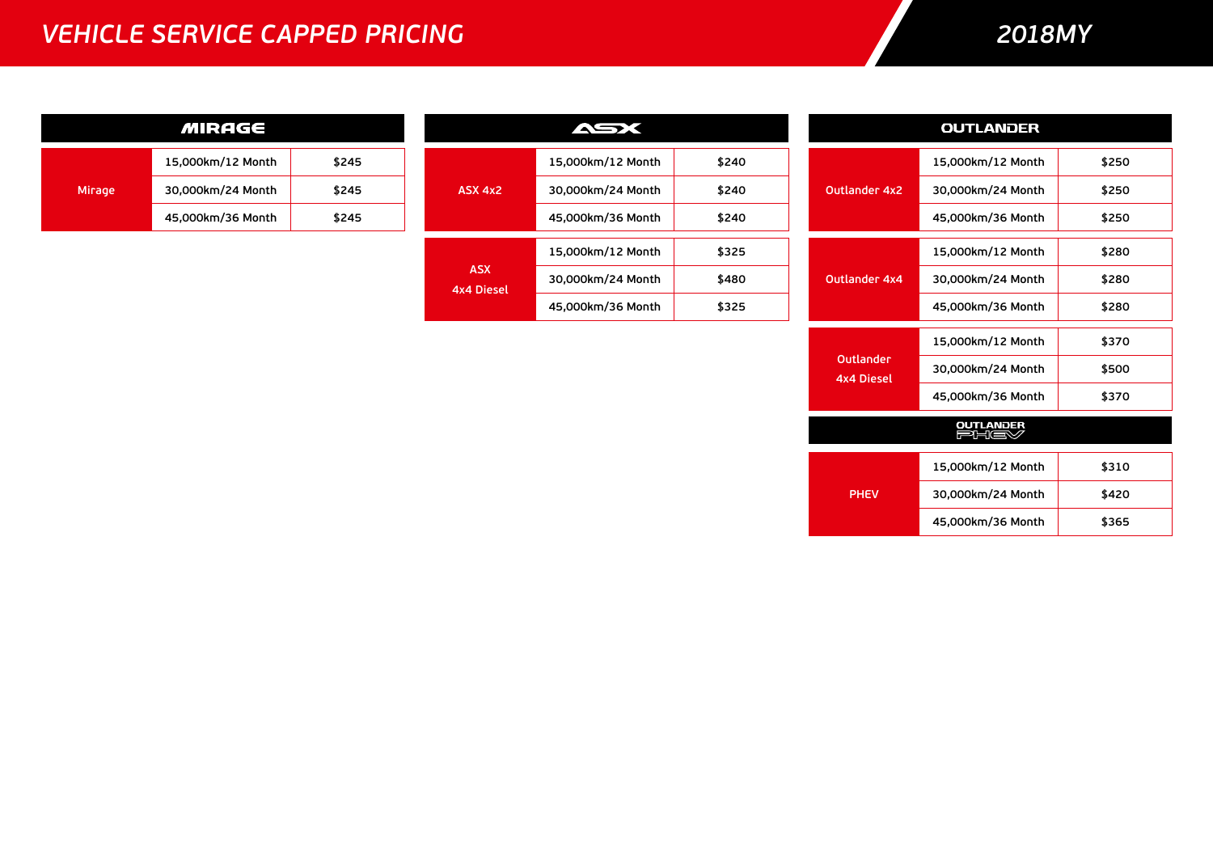# *VEHICLE SERVICE CAPPED PRICING*

## *2018MY*

### MIRAGE

| Model | Service | Price |
|---|---|---|
| Mirage | 15,000km/12 Month | $245 |
| | 30,000km/24 Month | $245 |
| | 45,000km/36 Month | $245 |

### ASX

| Model | Service | Price |
|---|---|---|
| ASX 4x2 | 15,000km/12 Month | $240 |
| | 30,000km/24 Month | $240 |
| | 45,000km/36 Month | $240 |
| ASX 4x4 Diesel | 15,000km/12 Month | $325 |
| | 30,000km/24 Month | $480 |
| | 45,000km/36 Month | $325 |

### OUTLANDER

| Model | Service | Price |
|---|---|---|
| Outlander 4x2 | 15,000km/12 Month | $250 |
| | 30,000km/24 Month | $250 |
| | 45,000km/36 Month | $250 |
| Outlander 4x4 | 15,000km/12 Month | $280 |
| | 30,000km/24 Month | $280 |
| | 45,000km/36 Month | $280 |
| Outlander 4x4 Diesel | 15,000km/12 Month | $370 |
| | 30,000km/24 Month | $500 |
| | 45,000km/36 Month | $370 |

### OUTLANDER PHEV

| Model | Service | Price |
|---|---|---|
| PHEV | 15,000km/12 Month | $310 |
| | 30,000km/24 Month | $420 |
| | 45,000km/36 Month | $365 |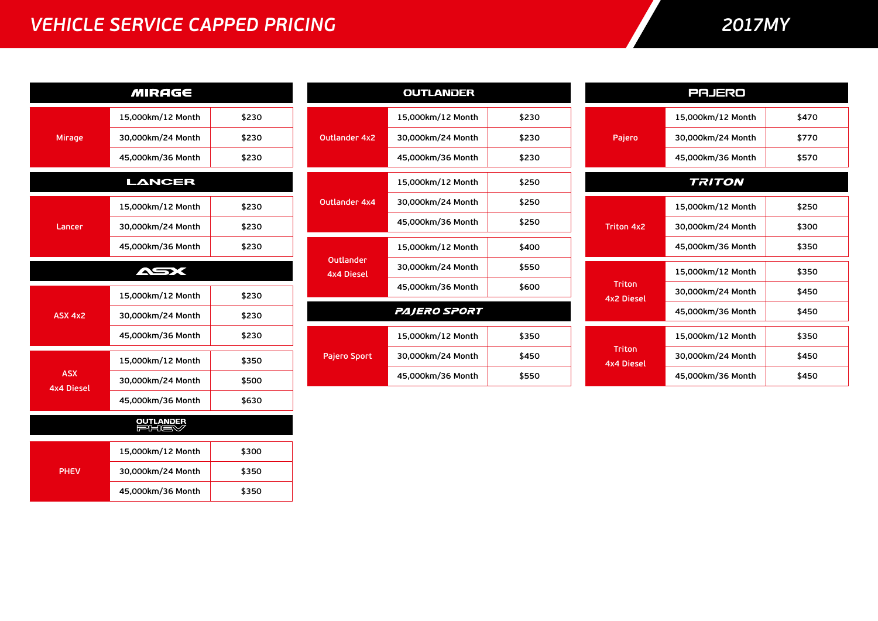# VEHICLE SERVICE CAPPED PRICING

## 2017MY

### MIRAGE

| Model | Service | Price |
|---|---|---|
| Mirage | 15,000km/12 Month | $230 |
| | 30,000km/24 Month | $230 |
| | 45,000km/36 Month | $230 |

### LANCER

| Model | Service | Price |
|---|---|---|
| Lancer | 15,000km/12 Month | $230 |
| | 30,000km/24 Month | $230 |
| | 45,000km/36 Month | $230 |

### ASX

| Model | Service | Price |
|---|---|---|
| ASX 4x2 | 15,000km/12 Month | $230 |
| | 30,000km/24 Month | $230 |
| | 45,000km/36 Month | $230 |
| ASX 4x4 Diesel | 15,000km/12 Month | $350 |
| | 30,000km/24 Month | $500 |
| | 45,000km/36 Month | $630 |

### OUTLANDER PHEV

| Model | Service | Price |
|---|---|---|
| PHEV | 15,000km/12 Month | $300 |
| | 30,000km/24 Month | $350 |
| | 45,000km/36 Month | $350 |

### OUTLANDER

| Model | Service | Price |
|---|---|---|
| Outlander 4x2 | 15,000km/12 Month | $230 |
| | 30,000km/24 Month | $230 |
| | 45,000km/36 Month | $230 |
| Outlander 4x4 | 15,000km/12 Month | $250 |
| | 30,000km/24 Month | $250 |
| | 45,000km/36 Month | $250 |
| Outlander 4x4 Diesel | 15,000km/12 Month | $400 |
| | 30,000km/24 Month | $550 |
| | 45,000km/36 Month | $600 |

### PAJERO SPORT

| Model | Service | Price |
|---|---|---|
| Pajero Sport | 15,000km/12 Month | $350 |
| | 30,000km/24 Month | $450 |
| | 45,000km/36 Month | $550 |

### PAJERO

| Model | Service | Price |
|---|---|---|
| Pajero | 15,000km/12 Month | $470 |
| | 30,000km/24 Month | $770 |
| | 45,000km/36 Month | $570 |

### TRITON

| Model | Service | Price |
|---|---|---|
| Triton 4x2 | 15,000km/12 Month | $250 |
| | 30,000km/24 Month | $300 |
| | 45,000km/36 Month | $350 |
| Triton 4x2 Diesel | 15,000km/12 Month | $350 |
| | 30,000km/24 Month | $450 |
| | 45,000km/36 Month | $450 |
| Triton 4x4 Diesel | 15,000km/12 Month | $350 |
| | 30,000km/24 Month | $450 |
| | 45,000km/36 Month | $450 |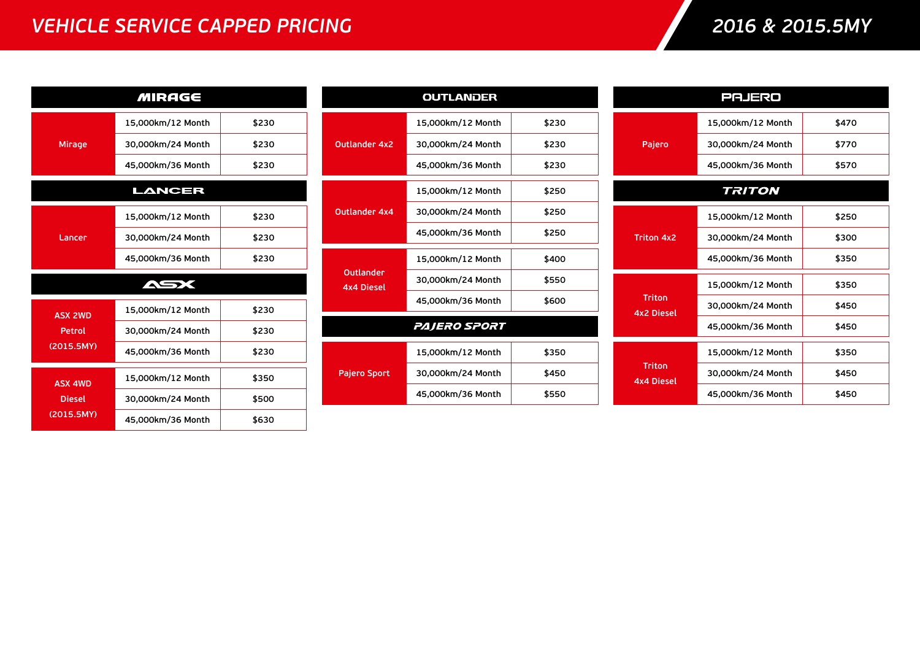# VEHICLE SERVICE CAPPED PRICING

## 2016 & 2015.5MY

### MIRAGE

| | | |
|---|---|---|
| Mirage | 15,000km/12 Month | $230 |
| | 30,000km/24 Month | $230 |
| | 45,000km/36 Month | $230 |

### LANCER

| | | |
|---|---|---|
| Lancer | 15,000km/12 Month | $230 |
| | 30,000km/24 Month | $230 |
| | 45,000km/36 Month | $230 |

### ASX

| | | |
|---|---|---|
| ASX 2WD Petrol (2015.5MY) | 15,000km/12 Month | $230 |
| | 30,000km/24 Month | $230 |
| | 45,000km/36 Month | $230 |
| ASX 4WD Diesel (2015.5MY) | 15,000km/12 Month | $350 |
| | 30,000km/24 Month | $500 |
| | 45,000km/36 Month | $630 |

### OUTLANDER

| | | |
|---|---|---|
| Outlander 4x2 | 15,000km/12 Month | $230 |
| | 30,000km/24 Month | $230 |
| | 45,000km/36 Month | $230 |
| Outlander 4x4 | 15,000km/12 Month | $250 |
| | 30,000km/24 Month | $250 |
| | 45,000km/36 Month | $250 |
| Outlander 4x4 Diesel | 15,000km/12 Month | $400 |
| | 30,000km/24 Month | $550 |
| | 45,000km/36 Month | $600 |

### PAJERO SPORT

| | | |
|---|---|---|
| Pajero Sport | 15,000km/12 Month | $350 |
| | 30,000km/24 Month | $450 |
| | 45,000km/36 Month | $550 |

### PAJERO

| | | |
|---|---|---|
| Pajero | 15,000km/12 Month | $470 |
| | 30,000km/24 Month | $770 |
| | 45,000km/36 Month | $570 |

### TRITON

| | | |
|---|---|---|
| Triton 4x2 | 15,000km/12 Month | $250 |
| | 30,000km/24 Month | $300 |
| | 45,000km/36 Month | $350 |
| Triton 4x2 Diesel | 15,000km/12 Month | $350 |
| | 30,000km/24 Month | $450 |
| | 45,000km/36 Month | $450 |
| Triton 4x4 Diesel | 15,000km/12 Month | $350 |
| | 30,000km/24 Month | $450 |
| | 45,000km/36 Month | $450 |